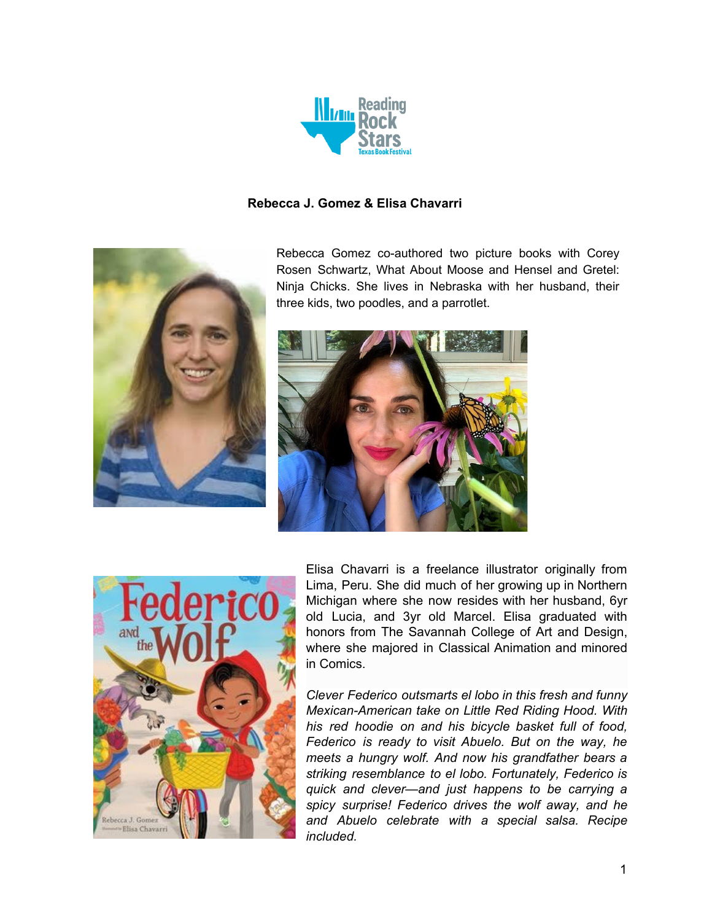**Rebecca J. Gomez & Elisa Chavarri**

Rebecca Gomez co-authored two picture books with Corey Rosen Schwartz, What About Moose and Hensel and Gretel: Ninja Chicks. She lives in Nebraska with her husband, their three kids, two poodles, and a parrotlet.

Elisa Chavarri is a freelance illustrator originally from Lima, Peru. She did much of her growing up in Northern Michigan where she now resides with her husband, 6yr old Lucia, and 3yr old Marcel. Elisa graduated with honors from The Savannah College of Art and Design, where she majored in Classical Animation and minored in Comics.

*Clever Federico outsmarts el lobo in this fresh and funny Mexican-American take on Little Red Riding Hood. With his red hoodie on and his bicycle basket full of food, Federico is ready to visit Abuelo. But on the way, he meets a hungry wolf. And now his grandfather bears a striking resemblance to el lobo. Fortunately, Federico is quick and clever—and just happens to be carrying a spicy surprise! Federico drives the wolf away, and he and Abuelo celebrate with a special salsa. Recipe included.*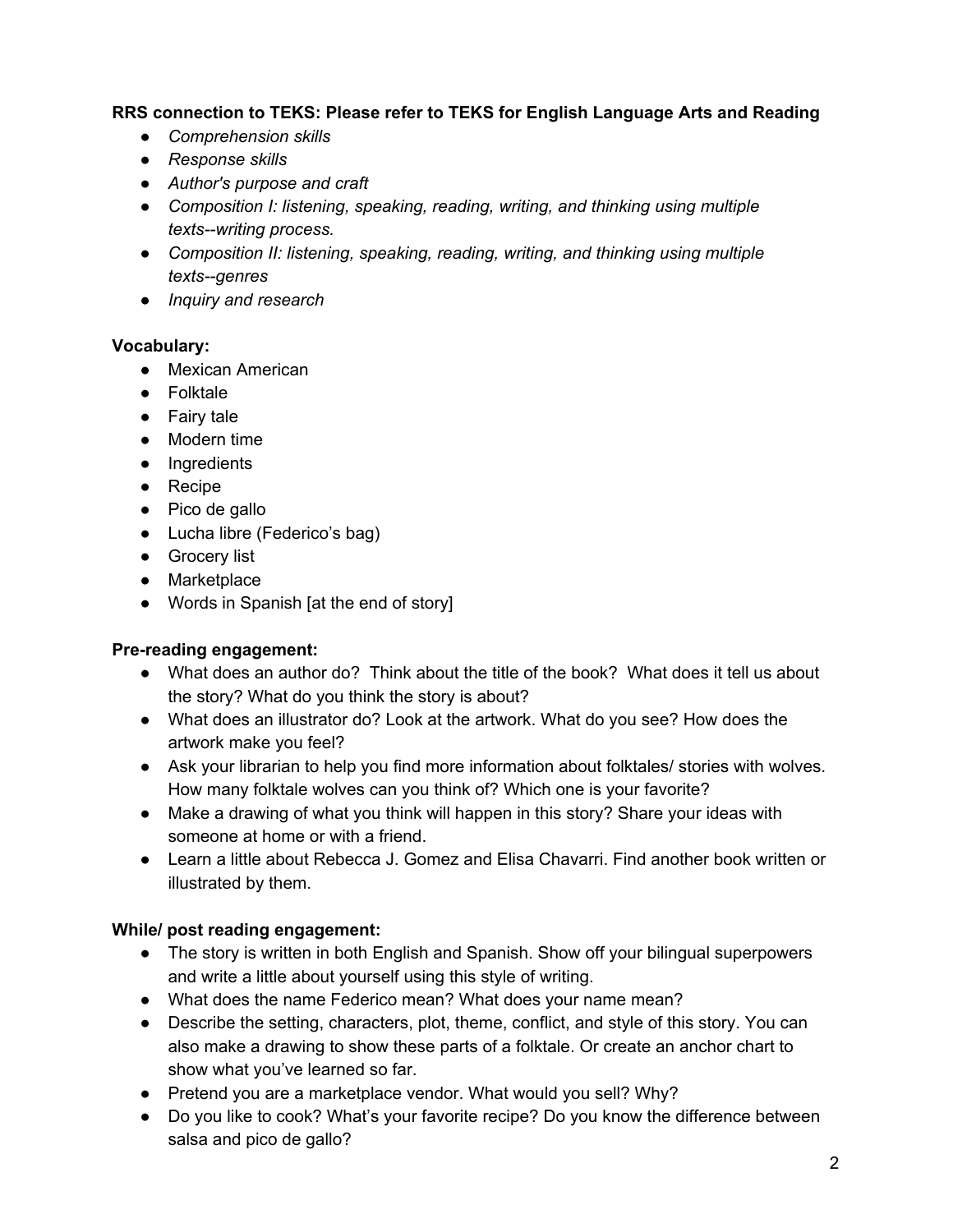**RRS connection to TEKS: Please refer to TEKS for English Language Arts and Reading**

- *Comprehension skills*
- *Response skills*
- *Author's purpose and craft*
- *Composition I: listening, speaking, reading, writing, and thinking using multiple texts--writing process.*
- *Composition II: listening, speaking, reading, writing, and thinking using multiple texts--genres*
- *Inquiry and research*

**Vocabulary:**

- Mexican American
- Folktale
- Fairy tale
- Modern time
- Ingredients
- Recipe
- Pico de gallo
- Lucha libre (Federico's bag)
- Grocery list
- Marketplace
- Words in Spanish [at the end of story]

**Pre-reading engagement:**

- What does an author do? Think about the title of the book? What does it tell us about the story? What do you think the story is about?
- What does an illustrator do? Look at the artwork. What do you see? How does the artwork make you feel?
- Ask your librarian to help you find more information about folktales/ stories with wolves. How many folktale wolves can you think of? Which one is your favorite?
- Make a drawing of what you think will happen in this story? Share your ideas with someone at home or with a friend.
- Learn a little about Rebecca J. Gomez and Elisa Chavarri. Find another book written or illustrated by them.

**While/ post reading engagement:**

- The story is written in both English and Spanish. Show off your bilingual superpowers and write a little about yourself using this style of writing.
- What does the name Federico mean? What does your name mean?
- Describe the setting, characters, plot, theme, conflict, and style of this story. You can also make a drawing to show these parts of a folktale. Or create an anchor chart to show what you've learned so far.
- Pretend you are a marketplace vendor. What would you sell? Why?
- Do you like to cook? What's your favorite recipe? Do you know the difference between salsa and pico de gallo?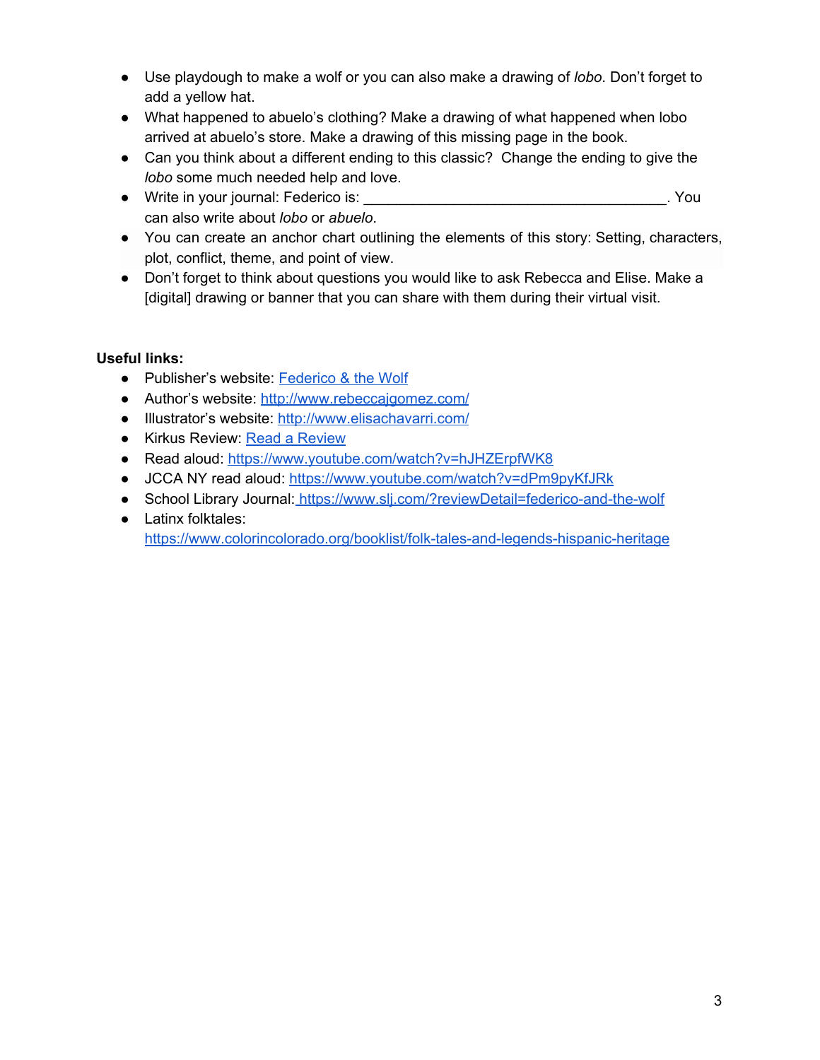- Use playdough to make a wolf or you can also make a drawing of *lobo*. Don't forget to add a yellow hat.
- What happened to abuelo's clothing? Make a drawing of what happened when lobo arrived at abuelo's store. Make a drawing of this missing page in the book.
- Can you think about a different ending to this classic? Change the ending to give the *lobo* some much needed help and love.
- Write in your journal: Federico is: ______________________________________. You can also write about *lobo* or *abuelo*.
- You can create an anchor chart outlining the elements of this story: Setting, characters, plot, conflict, theme, and point of view.
- Don't forget to think about questions you would like to ask Rebecca and Elise. Make a [digital] drawing or banner that you can share with them during their virtual visit.

**Useful links:**

- Publisher's website: Federico & the Wolf
- Author's website: http://www.rebeccajgomez.com/
- Illustrator's website: http://www.elisachavarri.com/
- Kirkus Review: Read a Review
- Read aloud: https://www.youtube.com/watch?v=hJHZErpfWK8
- JCCA NY read aloud: https://www.youtube.com/watch?v=dPm9pyKfJRk
- School Library Journal: https://www.slj.com/?reviewDetail=federico-and-the-wolf
- Latinx folktales: https://www.colorincolorado.org/booklist/folk-tales-and-legends-hispanic-heritage